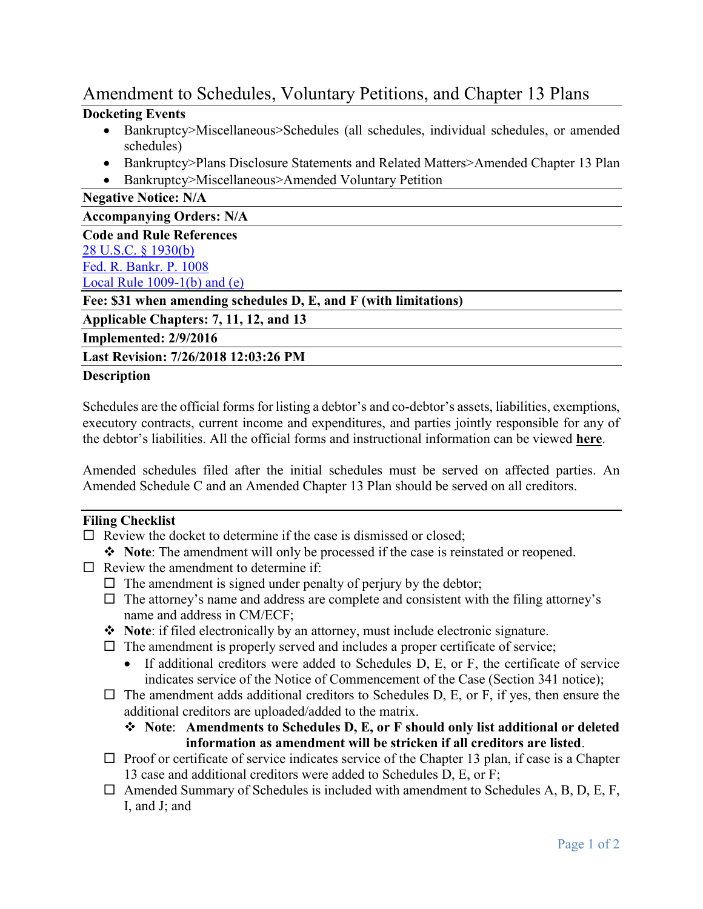# Amendment to Schedules, Voluntary Petitions, and Chapter 13 Plans

**Docketing Events**

- Bankruptcy>Miscellaneous>Schedules (all schedules, individual schedules, or amended schedules)
- Bankruptcy>Plans Disclosure Statements and Related Matters>Amended Chapter 13 Plan
- Bankruptcy>Miscellaneous>Amended Voluntary Petition

**Negative Notice: N/A**

**Accompanying Orders: N/A**

**Code and Rule References**

[28 U.S.C. § 1930(b)]
[Fed. R. Bankr. P. 1008]
[Local Rule 1009-1(b) and (e)]

**Fee: $31 when amending schedules D, E, and F (with limitations)**

**Applicable Chapters: 7, 11, 12, and 13**

**Implemented: 2/9/2016**

**Last Revision: 7/26/2018 12:03:26 PM**

**Description**

Schedules are the official forms for listing a debtor's and co-debtor's assets, liabilities, exemptions, executory contracts, current income and expenditures, and parties jointly responsible for any of the debtor's liabilities. All the official forms and instructional information can be viewed **here**.

Amended schedules filed after the initial schedules must be served on affected parties. An Amended Schedule C and an Amended Chapter 13 Plan should be served on all creditors.

---

**Filing Checklist**

- ☐ Review the docket to determine if the case is dismissed or closed;
  - ❖ **Note**: The amendment will only be processed if the case is reinstated or reopened.
- ☐ Review the amendment to determine if:
  - ☐ The amendment is signed under penalty of perjury by the debtor;
  - ☐ The attorney's name and address are complete and consistent with the filing attorney's name and address in CM/ECF;
  - ❖ **Note**: if filed electronically by an attorney, must include electronic signature.
  - ☐ The amendment is properly served and includes a proper certificate of service;
    - If additional creditors were added to Schedules D, E, or F, the certificate of service indicates service of the Notice of Commencement of the Case (Section 341 notice);
  - ☐ The amendment adds additional creditors to Schedules D, E, or F, if yes, then ensure the additional creditors are uploaded/added to the matrix.
    - ❖ **Note**: **Amendments to Schedules D, E, or F should only list additional or deleted information as amendment will be stricken if all creditors are listed**.
  - ☐ Proof or certificate of service indicates service of the Chapter 13 plan, if case is a Chapter 13 case and additional creditors were added to Schedules D, E, or F;
  - ☐ Amended Summary of Schedules is included with amendment to Schedules A, B, D, E, F, I, and J; and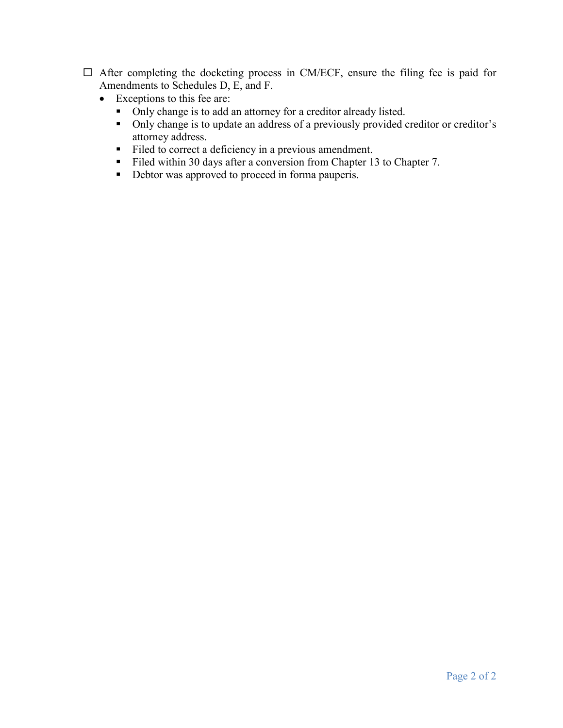- [ ] After completing the docketing process in CM/ECF, ensure the filing fee is paid for Amendments to Schedules D, E, and F.
  - Exceptions to this fee are:
    - Only change is to add an attorney for a creditor already listed.
    - Only change is to update an address of a previously provided creditor or creditor's attorney address.
    - Filed to correct a deficiency in a previous amendment.
    - Filed within 30 days after a conversion from Chapter 13 to Chapter 7.
    - Debtor was approved to proceed in forma pauperis.